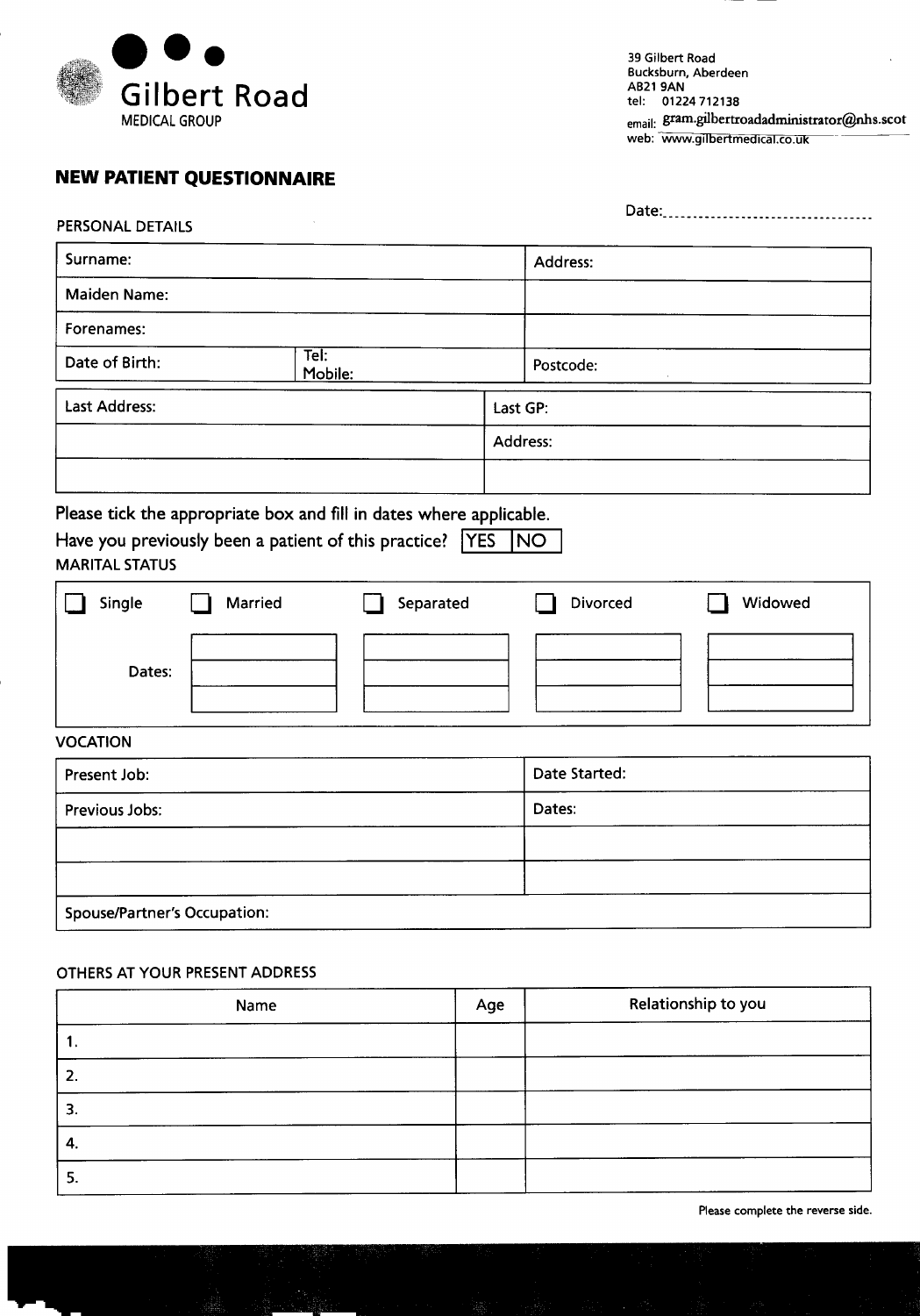Gilbert Road
MEDICAL GROUP

39 Gilbert Road
Bucksburn, Aberdeen
AB21 9AN
tel: 01224 712138
email: gram.gilbertroadadministrator@nhs.scot
web: www.gilbertmedical.co.uk

## NEW PATIENT QUESTIONNAIRE

Date:..................................

PERSONAL DETAILS

| Surname: | | Address: |
|---|---|---|
| Maiden Name: | | |
| Forenames: | | |
| Date of Birth: | Tel: Mobile: | Postcode: |

| Last Address: | Last GP: |
|---|---|
| | Address: |
| | |

Please tick the appropriate box and fill in dates where applicable.

Have you previously been a patient of this practice? YES NO

MARITAL STATUS

| ☐ Single | ☐ Married | ☐ Separated | ☐ Divorced | ☐ Widowed |
|---|---|---|---|---|
| | | | | |
| Dates: | | | | |
| | | | | |

VOCATION

| Present Job: | Date Started: |
|---|---|
| Previous Jobs: | Dates: |
| | |
| | |
| Spouse/Partner's Occupation: | |

OTHERS AT YOUR PRESENT ADDRESS

| Name | Age | Relationship to you |
|---|---|---|
| 1. | | |
| 2. | | |
| 3. | | |
| 4. | | |
| 5. | | |

Please complete the reverse side.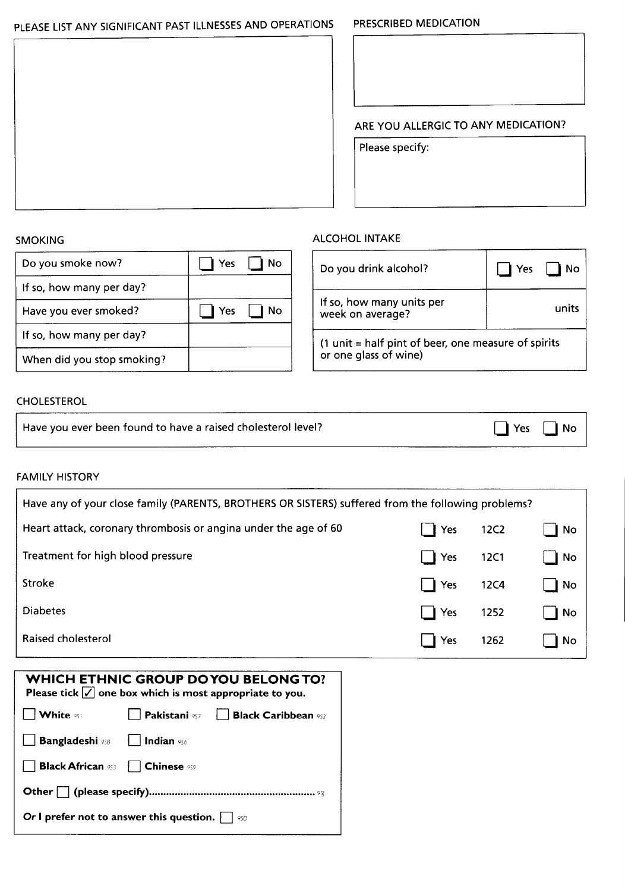PLEASE LIST ANY SIGNIFICANT PAST ILLNESSES AND OPERATIONS

PRESCRIBED MEDICATION

ARE YOU ALLERGIC TO ANY MEDICATION?

Please specify:

## SMOKING

| | |
|---|---|
| Do you smoke now? | ☐ Yes ☐ No |
| If so, how many per day? | |
| Have you ever smoked? | ☐ Yes ☐ No |
| If so, how many per day? | |
| When did you stop smoking? | |

## ALCOHOL INTAKE

| | |
|---|---|
| Do you drink alcohol? | ☐ Yes ☐ No |
| If so, how many units per week on average? | units |
| (1 unit = half pint of beer, one measure of spirits or one glass of wine) | |

## CHOLESTEROL

| | |
|---|---|
| Have you ever been found to have a raised cholesterol level? | ☐ Yes ☐ No |

## FAMILY HISTORY

Have any of your close family (PARENTS, BROTHERS OR SISTERS) suffered from the following problems?

| | | | |
|---|---|---|---|
| Heart attack, coronary thrombosis or angina under the age of 60 | ☐ Yes | 12C2 | ☐ No |
| Treatment for high blood pressure | ☐ Yes | 12C1 | ☐ No |
| Stroke | ☐ Yes | 12C4 | ☐ No |
| Diabetes | ☐ Yes | 1252 | ☐ No |
| Raised cholesterol | ☐ Yes | 1262 | ☐ No |

## WHICH ETHNIC GROUP DO YOU BELONG TO?

**Please tick ☑ one box which is most appropriate to you.**

☐ **White** 951 ☐ **Pakistani** 957 ☐ **Black Caribbean** 952

☐ **Bangladeshi** 958 ☐ **Indian** 956

☐ **Black African** 953 ☐ **Chinese** 959

**Other** ☐ **(please specify)**........................................................ 95J

**Or I prefer not to answer this question.** ☐ 95D